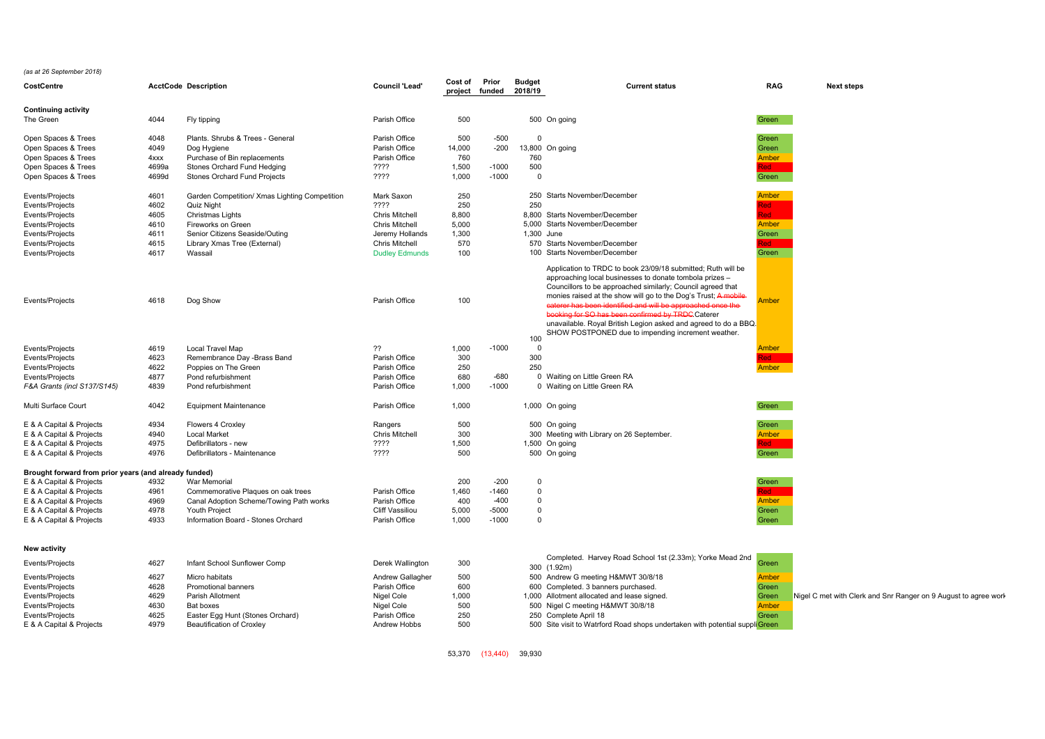*(as at 26 September 2018)*

| CostCentre | AcctCode | Description | Council 'Lead' | Cost of project | Prior funded | Budget 2018/19 | Current status | RAG | Next steps |
|---|---|---|---|---|---|---|---|---|---|
| **Continuing activity** | | | | | | | | | |
| The Green | 4044 | Fly tipping | Parish Office | 500 | | 500 | On going | Green | |
| Open Spaces & Trees | 4048 | Plants. Shrubs & Trees - General | Parish Office | 500 | -500 | 0 | | Green | |
| Open Spaces & Trees | 4049 | Dog Hygiene | Parish Office | 14,000 | -200 | 13,800 | On going | Green | |
| Open Spaces & Trees | 4xxx | Purchase of Bin replacements | Parish Office | 760 | | 760 | | Amber | |
| Open Spaces & Trees | 4699a | Stones Orchard Fund Hedging | ???? | 1,500 | -1000 | 500 | | Red | |
| Open Spaces & Trees | 4699d | Stones Orchard Fund Projects | ???? | 1,000 | -1000 | 0 | | Green | |
| Events/Projects | 4601 | Garden Competition/ Xmas Lighting Competition | Mark Saxon | 250 | | 250 | Starts November/December | Amber | |
| Events/Projects | 4602 | Quiz Night | ???? | 250 | | 250 | | Red | |
| Events/Projects | 4605 | Christmas Lights | Chris Mitchell | 8,800 | | 8,800 | Starts November/December | Red | |
| Events/Projects | 4610 | Fireworks on Green | Chris Mitchell | 5,000 | | 5,000 | Starts November/December | Amber | |
| Events/Projects | 4611 | Senior Citizens Seaside/Outing | Jeremy Hollands | 1,300 | | 1,300 | June | Green | |
| Events/Projects | 4615 | Library Xmas Tree (External) | Chris Mitchell | 570 | | 570 | Starts November/December | Red | |
| Events/Projects | 4617 | Wassail | Dudley Edmunds | 100 | | 100 | Starts November/December | Green | |
| Events/Projects | 4618 | Dog Show | Parish Office | 100 | | 100 | Application to TRDC to book 23/09/18 submitted; Ruth will be approaching local businesses to donate tombola prizes – Councillors to be approached similarly; Council agreed that monies raised at the show will go to the Dog's Trust; ~~A mobile caterer has been identified and will be approached once the booking for SO has been confirmed by TRDC.~~Caterer unavailable. Royal British Legion asked and agreed to do a BBQ. SHOW POSTPONED due to impending increment weather. | Amber | |
| Events/Projects | 4619 | Local Travel Map | ?? | 1,000 | -1000 | 0 | | Amber | |
| Events/Projects | 4623 | Remembrance Day -Brass Band | Parish Office | 300 | | 300 | | Red | |
| Events/Projects | 4622 | Poppies on The Green | Parish Office | 250 | | 250 | | Amber | |
| Events/Projects | 4877 | Pond refurbishment | Parish Office | 680 | -680 | 0 | Waiting on Little Green RA | | |
| *F&A Grants (incl S137/S145)* | 4839 | Pond refurbishment | Parish Office | 1,000 | -1000 | 0 | Waiting on Little Green RA | | |
| Multi Surface Court | 4042 | Equipment Maintenance | Parish Office | 1,000 | | 1,000 | On going | Green | |
| E & A Capital & Projects | 4934 | Flowers 4 Croxley | Rangers | 500 | | 500 | On going | Green | |
| E & A Capital & Projects | 4940 | Local Market | Chris Mitchell | 300 | | 300 | Meeting with Library on 26 September. | Amber | |
| E & A Capital & Projects | 4975 | Defibrillators - new | ???? | 1,500 | | 1,500 | On going | Red | |
| E & A Capital & Projects | 4976 | Defibrillators - Maintenance | ???? | 500 | | 500 | On going | Green | |
| **Brought forward from prior years (and already funded)** | | | | | | | | | |
| E & A Capital & Projects | 4932 | War Memorial | | 200 | -200 | 0 | | Green | |
| E & A Capital & Projects | 4961 | Commemorative Plaques on oak trees | Parish Office | 1,460 | -1460 | 0 | | Red | |
| E & A Capital & Projects | 4969 | Canal Adoption Scheme/Towing Path works | Parish Office | 400 | -400 | 0 | | Amber | |
| E & A Capital & Projects | 4978 | Youth Project | Cliff Vassiliou | 5,000 | -5000 | 0 | | Green | |
| E & A Capital & Projects | 4933 | Information Board - Stones Orchard | Parish Office | 1,000 | -1000 | 0 | | Green | |
| **New activity** | | | | | | | | | |
| Events/Projects | 4627 | Infant School Sunflower Comp | Derek Wallington | 300 | | 300 | Completed. Harvey Road School 1st (2.33m); Yorke Mead 2nd (1.92m) | Green | |
| Events/Projects | 4627 | Micro habitats | Andrew Gallagher | 500 | | 500 | Andrew G meeting H&MWT 30/8/18 | Amber | |
| Events/Projects | 4628 | Promotional banners | Parish Office | 600 | | 600 | Completed. 3 banners purchased. | Green | |
| Events/Projects | 4629 | Parish Allotment | Nigel Cole | 1,000 | | 1,000 | Allotment allocated and lease signed. | Green | Nigel C met with Clerk and Snr Ranger on 9 August to agree work |
| Events/Projects | 4630 | Bat boxes | Nigel Cole | 500 | | 500 | Nigel C meeting H&MWT 30/8/18 | Amber | |
| Events/Projects | 4625 | Easter Egg Hunt (Stones Orchard) | Parish Office | 250 | | 250 | Complete April 18 | Green | |
| E & A Capital & Projects | 4979 | Beautification of Croxley | Andrew Hobbs | 500 | | 500 | Site visit to Watrford Road shops undertaken with potential suppli | Green | |
| | | | | 53,370 | (13,440) | 39,930 | | | |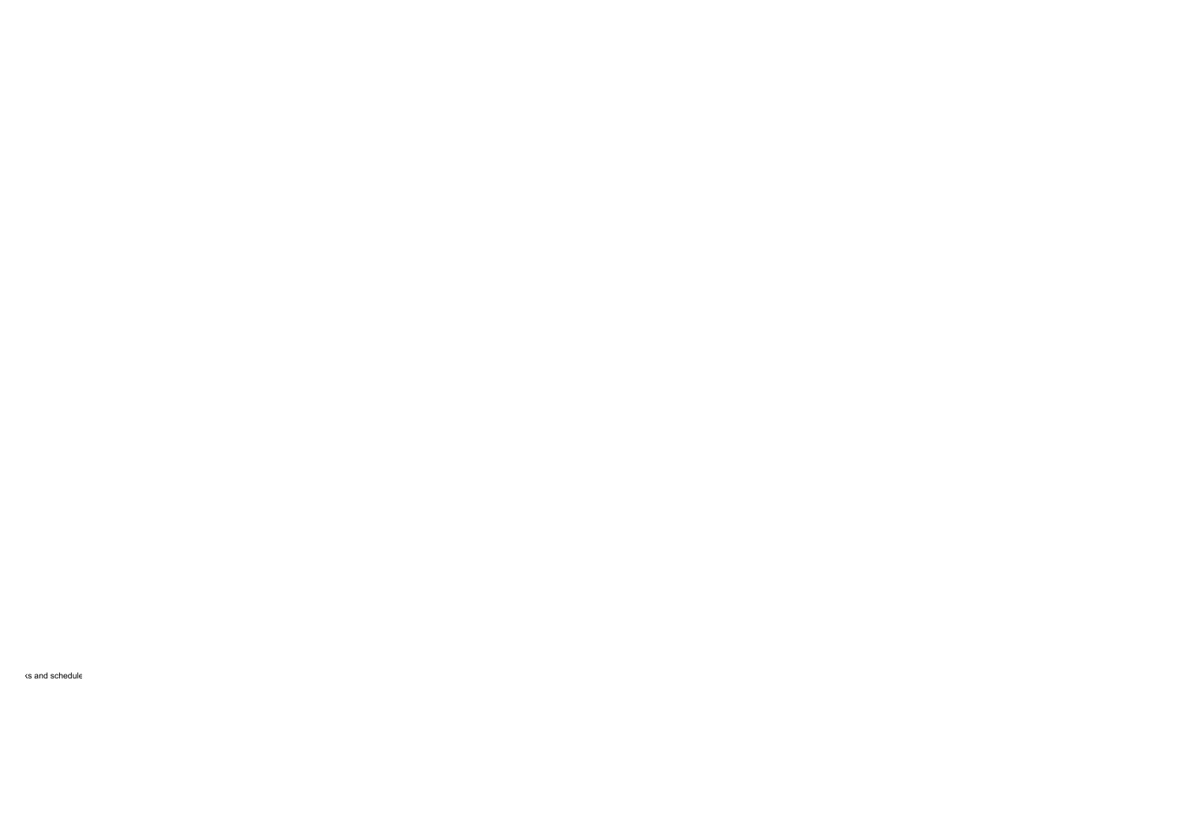‹s and schedule